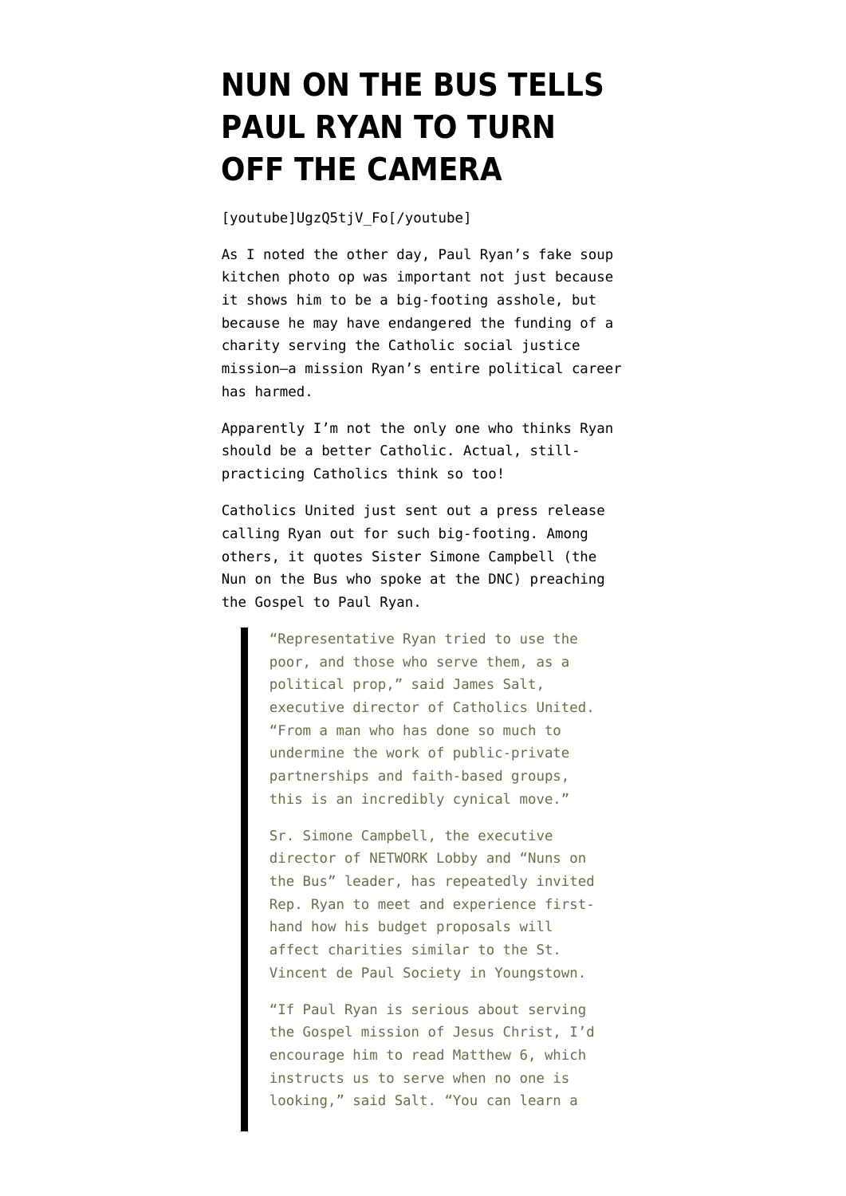# NUN ON THE BUS TELLS PAUL RYAN TO TURN OFF THE CAMERA

[youtube]UgzQ5tjV_Fo[/youtube]

As I noted the other day, Paul Ryan's fake soup kitchen photo op was important not just because it shows him to be a big-footing asshole, but because he may have endangered the funding of a charity serving the Catholic social justice mission—a mission Ryan's entire political career has harmed.

Apparently I'm not the only one who thinks Ryan should be a better Catholic. Actual, still-practicing Catholics think so too!

Catholics United just sent out a press release calling Ryan out for such big-footing. Among others, it quotes Sister Simone Campbell (the Nun on the Bus who spoke at the DNC) preaching the Gospel to Paul Ryan.

> "Representative Ryan tried to use the poor, and those who serve them, as a political prop," said James Salt, executive director of Catholics United. "From a man who has done so much to undermine the work of public-private partnerships and faith-based groups, this is an incredibly cynical move."
>
> Sr. Simone Campbell, the executive director of NETWORK Lobby and "Nuns on the Bus" leader, has repeatedly invited Rep. Ryan to meet and experience first-hand how his budget proposals will affect charities similar to the St. Vincent de Paul Society in Youngstown.
>
> "If Paul Ryan is serious about serving the Gospel mission of Jesus Christ, I'd encourage him to read Matthew 6, which instructs us to serve when no one is looking," said Salt. "You can learn a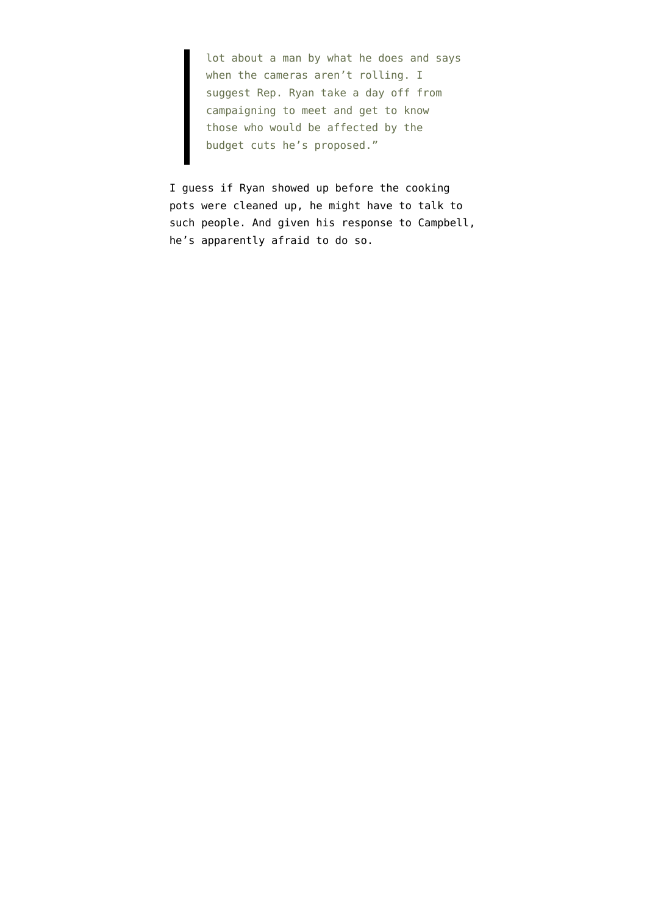> lot about a man by what he does and says when the cameras aren't rolling. I suggest Rep. Ryan take a day off from campaigning to meet and get to know those who would be affected by the budget cuts he's proposed."

I guess if Ryan showed up before the cooking pots were cleaned up, he might have to talk to such people. And given his response to Campbell, he's apparently afraid to do so.